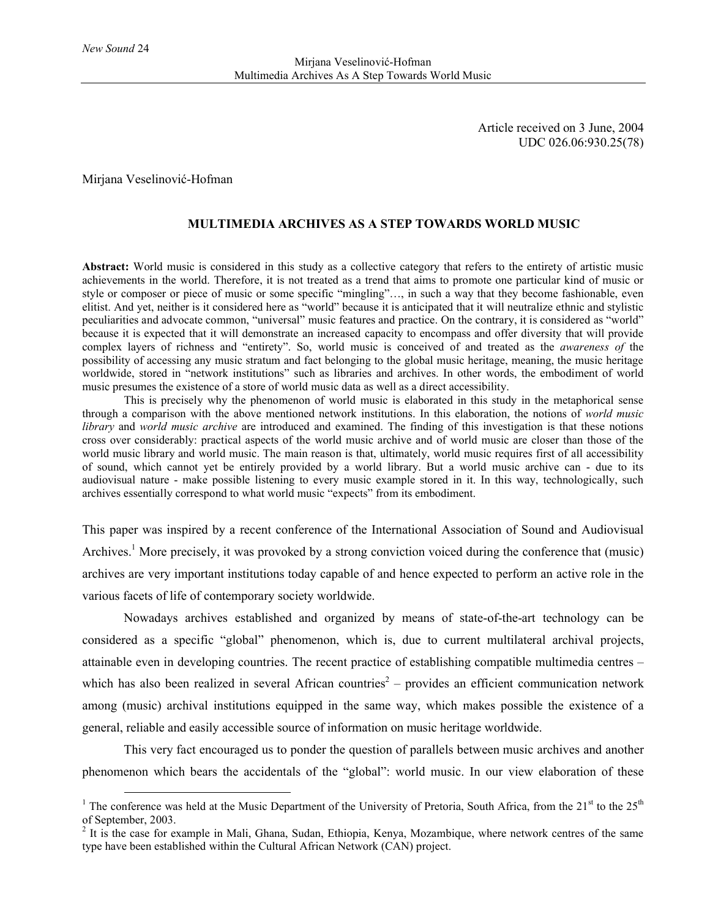Article received on 3 June, 2004
UDC 026.06:930.25(78)

Mirjana Veselinović-Hofman

# MULTIMEDIA ARCHIVES AS A STEP TOWARDS WORLD MUSIC

**Abstract:** World music is considered in this study as a collective category that refers to the entirety of artistic music achievements in the world. Therefore, it is not treated as a trend that aims to promote one particular kind of music or style or composer or piece of music or some specific "mingling"…, in such a way that they become fashionable, even elitist. And yet, neither is it considered here as "world" because it is anticipated that it will neutralize ethnic and stylistic peculiarities and advocate common, "universal" music features and practice. On the contrary, it is considered as "world" because it is expected that it will demonstrate an increased capacity to encompass and offer diversity that will provide complex layers of richness and "entirety". So, world music is conceived of and treated as the *awareness of* the possibility of accessing any music stratum and fact belonging to the global music heritage, meaning, the music heritage worldwide, stored in "network institutions" such as libraries and archives. In other words, the embodiment of world music presumes the existence of a store of world music data as well as a direct accessibility.

This is precisely why the phenomenon of world music is elaborated in this study in the metaphorical sense through a comparison with the above mentioned network institutions. In this elaboration, the notions of *world music library* and *world music archive* are introduced and examined. The finding of this investigation is that these notions cross over considerably: practical aspects of the world music archive and of world music are closer than those of the world music library and world music. The main reason is that, ultimately, world music requires first of all accessibility of sound, which cannot yet be entirely provided by a world library. But a world music archive can - due to its audiovisual nature - make possible listening to every music example stored in it. In this way, technologically, such archives essentially correspond to what world music "expects" from its embodiment.

This paper was inspired by a recent conference of the International Association of Sound and Audiovisual Archives.[1] More precisely, it was provoked by a strong conviction voiced during the conference that (music) archives are very important institutions today capable of and hence expected to perform an active role in the various facets of life of contemporary society worldwide.

Nowadays archives established and organized by means of state-of-the-art technology can be considered as a specific "global" phenomenon, which is, due to current multilateral archival projects, attainable even in developing countries. The recent practice of establishing compatible multimedia centres – which has also been realized in several African countries[2] – provides an efficient communication network among (music) archival institutions equipped in the same way, which makes possible the existence of a general, reliable and easily accessible source of information on music heritage worldwide.

This very fact encouraged us to ponder the question of parallels between music archives and another phenomenon which bears the accidentals of the "global": world music. In our view elaboration of these

[1] The conference was held at the Music Department of the University of Pretoria, South Africa, from the 21st to the 25th of September, 2003.

[2] It is the case for example in Mali, Ghana, Sudan, Ethiopia, Kenya, Mozambique, where network centres of the same type have been established within the Cultural African Network (CAN) project.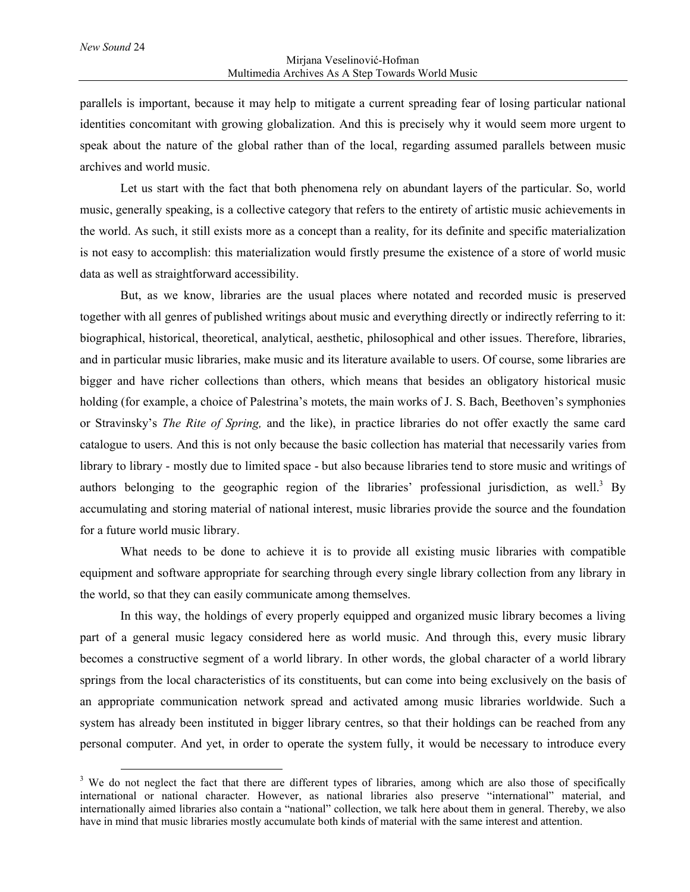parallels is important, because it may help to mitigate a current spreading fear of losing particular national identities concomitant with growing globalization. And this is precisely why it would seem more urgent to speak about the nature of the global rather than of the local, regarding assumed parallels between music archives and world music.

Let us start with the fact that both phenomena rely on abundant layers of the particular. So, world music, generally speaking, is a collective category that refers to the entirety of artistic music achievements in the world. As such, it still exists more as a concept than a reality, for its definite and specific materialization is not easy to accomplish: this materialization would firstly presume the existence of a store of world music data as well as straightforward accessibility.

But, as we know, libraries are the usual places where notated and recorded music is preserved together with all genres of published writings about music and everything directly or indirectly referring to it: biographical, historical, theoretical, analytical, aesthetic, philosophical and other issues. Therefore, libraries, and in particular music libraries, make music and its literature available to users. Of course, some libraries are bigger and have richer collections than others, which means that besides an obligatory historical music holding (for example, a choice of Palestrina's motets, the main works of J. S. Bach, Beethoven's symphonies or Stravinsky's *The Rite of Spring,* and the like), in practice libraries do not offer exactly the same card catalogue to users. And this is not only because the basic collection has material that necessarily varies from library to library - mostly due to limited space - but also because libraries tend to store music and writings of authors belonging to the geographic region of the libraries' professional jurisdiction, as well.[3] By accumulating and storing material of national interest, music libraries provide the source and the foundation for a future world music library.

What needs to be done to achieve it is to provide all existing music libraries with compatible equipment and software appropriate for searching through every single library collection from any library in the world, so that they can easily communicate among themselves.

In this way, the holdings of every properly equipped and organized music library becomes a living part of a general music legacy considered here as world music. And through this, every music library becomes a constructive segment of a world library. In other words, the global character of a world library springs from the local characteristics of its constituents, but can come into being exclusively on the basis of an appropriate communication network spread and activated among music libraries worldwide. Such a system has already been instituted in bigger library centres, so that their holdings can be reached from any personal computer. And yet, in order to operate the system fully, it would be necessary to introduce every

[3] We do not neglect the fact that there are different types of libraries, among which are also those of specifically international or national character. However, as national libraries also preserve "international" material, and internationally aimed libraries also contain a "national" collection, we talk here about them in general. Thereby, we also have in mind that music libraries mostly accumulate both kinds of material with the same interest and attention.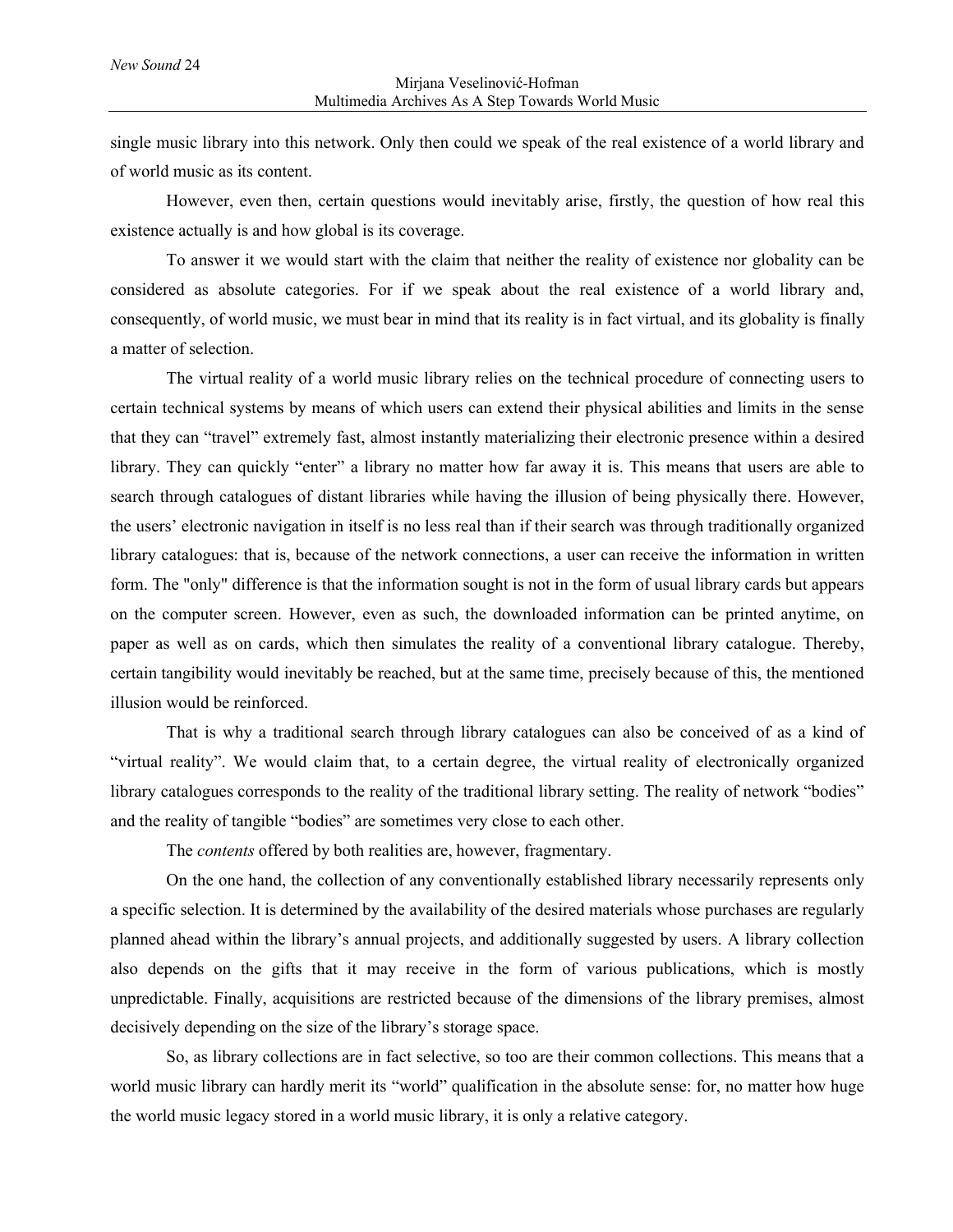single music library into this network. Only then could we speak of the real existence of a world library and of world music as its content.

However, even then, certain questions would inevitably arise, firstly, the question of how real this existence actually is and how global is its coverage.

To answer it we would start with the claim that neither the reality of existence nor globality can be considered as absolute categories. For if we speak about the real existence of a world library and, consequently, of world music, we must bear in mind that its reality is in fact virtual, and its globality is finally a matter of selection.

The virtual reality of a world music library relies on the technical procedure of connecting users to certain technical systems by means of which users can extend their physical abilities and limits in the sense that they can "travel" extremely fast, almost instantly materializing their electronic presence within a desired library. They can quickly "enter" a library no matter how far away it is. This means that users are able to search through catalogues of distant libraries while having the illusion of being physically there. However, the users' electronic navigation in itself is no less real than if their search was through traditionally organized library catalogues: that is, because of the network connections, a user can receive the information in written form. The "only" difference is that the information sought is not in the form of usual library cards but appears on the computer screen. However, even as such, the downloaded information can be printed anytime, on paper as well as on cards, which then simulates the reality of a conventional library catalogue. Thereby, certain tangibility would inevitably be reached, but at the same time, precisely because of this, the mentioned illusion would be reinforced.

That is why a traditional search through library catalogues can also be conceived of as a kind of "virtual reality". We would claim that, to a certain degree, the virtual reality of electronically organized library catalogues corresponds to the reality of the traditional library setting. The reality of network "bodies" and the reality of tangible "bodies" are sometimes very close to each other.

The *contents* offered by both realities are, however, fragmentary.

On the one hand, the collection of any conventionally established library necessarily represents only a specific selection. It is determined by the availability of the desired materials whose purchases are regularly planned ahead within the library's annual projects, and additionally suggested by users. A library collection also depends on the gifts that it may receive in the form of various publications, which is mostly unpredictable. Finally, acquisitions are restricted because of the dimensions of the library premises, almost decisively depending on the size of the library's storage space.

So, as library collections are in fact selective, so too are their common collections. This means that a world music library can hardly merit its "world" qualification in the absolute sense: for, no matter how huge the world music legacy stored in a world music library, it is only a relative category.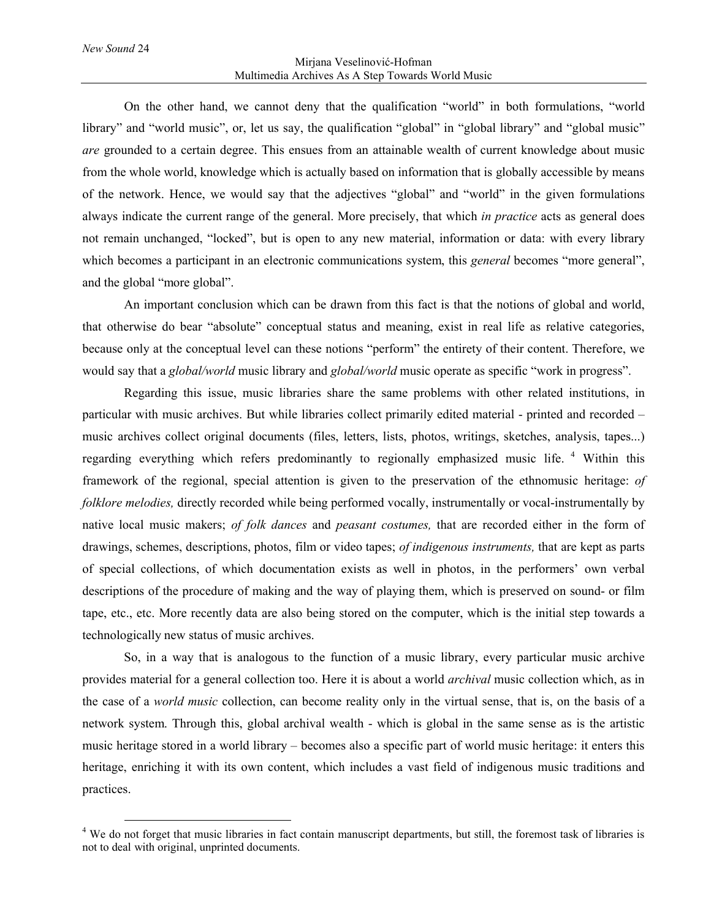On the other hand, we cannot deny that the qualification "world" in both formulations, "world library" and "world music", or, let us say, the qualification "global" in "global library" and "global music" *are* grounded to a certain degree. This ensues from an attainable wealth of current knowledge about music from the whole world, knowledge which is actually based on information that is globally accessible by means of the network. Hence, we would say that the adjectives "global" and "world" in the given formulations always indicate the current range of the general. More precisely, that which *in practice* acts as general does not remain unchanged, "locked", but is open to any new material, information or data: with every library which becomes a participant in an electronic communications system, this *general* becomes "more general", and the global "more global".

An important conclusion which can be drawn from this fact is that the notions of global and world, that otherwise do bear "absolute" conceptual status and meaning, exist in real life as relative categories, because only at the conceptual level can these notions "perform" the entirety of their content. Therefore, we would say that a *global/world* music library and *global/world* music operate as specific "work in progress".

Regarding this issue, music libraries share the same problems with other related institutions, in particular with music archives. But while libraries collect primarily edited material - printed and recorded – music archives collect original documents (files, letters, lists, photos, writings, sketches, analysis, tapes...) regarding everything which refers predominantly to regionally emphasized music life. [4] Within this framework of the regional, special attention is given to the preservation of the ethnomusic heritage: *of folklore melodies,* directly recorded while being performed vocally, instrumentally or vocal-instrumentally by native local music makers; *of folk dances* and *peasant costumes,* that are recorded either in the form of drawings, schemes, descriptions, photos, film or video tapes; *of indigenous instruments,* that are kept as parts of special collections, of which documentation exists as well in photos, in the performers' own verbal descriptions of the procedure of making and the way of playing them, which is preserved on sound- or film tape, etc., etc. More recently data are also being stored on the computer, which is the initial step towards a technologically new status of music archives.

So, in a way that is analogous to the function of a music library, every particular music archive provides material for a general collection too. Here it is about a world *archival* music collection which, as in the case of a *world music* collection, can become reality only in the virtual sense, that is, on the basis of a network system. Through this, global archival wealth - which is global in the same sense as is the artistic music heritage stored in a world library – becomes also a specific part of world music heritage: it enters this heritage, enriching it with its own content, which includes a vast field of indigenous music traditions and practices.

---

[4] We do not forget that music libraries in fact contain manuscript departments, but still, the foremost task of libraries is not to deal with original, unprinted documents.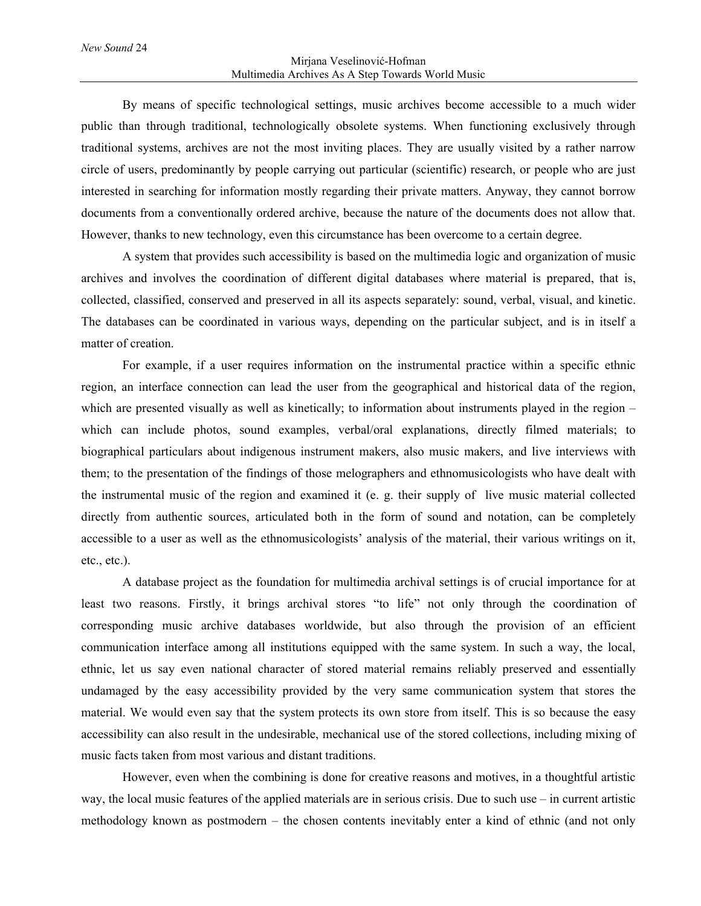By means of specific technological settings, music archives become accessible to a much wider public than through traditional, technologically obsolete systems. When functioning exclusively through traditional systems, archives are not the most inviting places. They are usually visited by a rather narrow circle of users, predominantly by people carrying out particular (scientific) research, or people who are just interested in searching for information mostly regarding their private matters. Anyway, they cannot borrow documents from a conventionally ordered archive, because the nature of the documents does not allow that. However, thanks to new technology, even this circumstance has been overcome to a certain degree.

A system that provides such accessibility is based on the multimedia logic and organization of music archives and involves the coordination of different digital databases where material is prepared, that is, collected, classified, conserved and preserved in all its aspects separately: sound, verbal, visual, and kinetic. The databases can be coordinated in various ways, depending on the particular subject, and is in itself a matter of creation.

For example, if a user requires information on the instrumental practice within a specific ethnic region, an interface connection can lead the user from the geographical and historical data of the region, which are presented visually as well as kinetically; to information about instruments played in the region – which can include photos, sound examples, verbal/oral explanations, directly filmed materials; to biographical particulars about indigenous instrument makers, also music makers, and live interviews with them; to the presentation of the findings of those melographers and ethnomusicologists who have dealt with the instrumental music of the region and examined it (e. g. their supply of live music material collected directly from authentic sources, articulated both in the form of sound and notation, can be completely accessible to a user as well as the ethnomusicologists' analysis of the material, their various writings on it, etc., etc.).

A database project as the foundation for multimedia archival settings is of crucial importance for at least two reasons. Firstly, it brings archival stores "to life" not only through the coordination of corresponding music archive databases worldwide, but also through the provision of an efficient communication interface among all institutions equipped with the same system. In such a way, the local, ethnic, let us say even national character of stored material remains reliably preserved and essentially undamaged by the easy accessibility provided by the very same communication system that stores the material. We would even say that the system protects its own store from itself. This is so because the easy accessibility can also result in the undesirable, mechanical use of the stored collections, including mixing of music facts taken from most various and distant traditions.

However, even when the combining is done for creative reasons and motives, in a thoughtful artistic way, the local music features of the applied materials are in serious crisis. Due to such use – in current artistic methodology known as postmodern – the chosen contents inevitably enter a kind of ethnic (and not only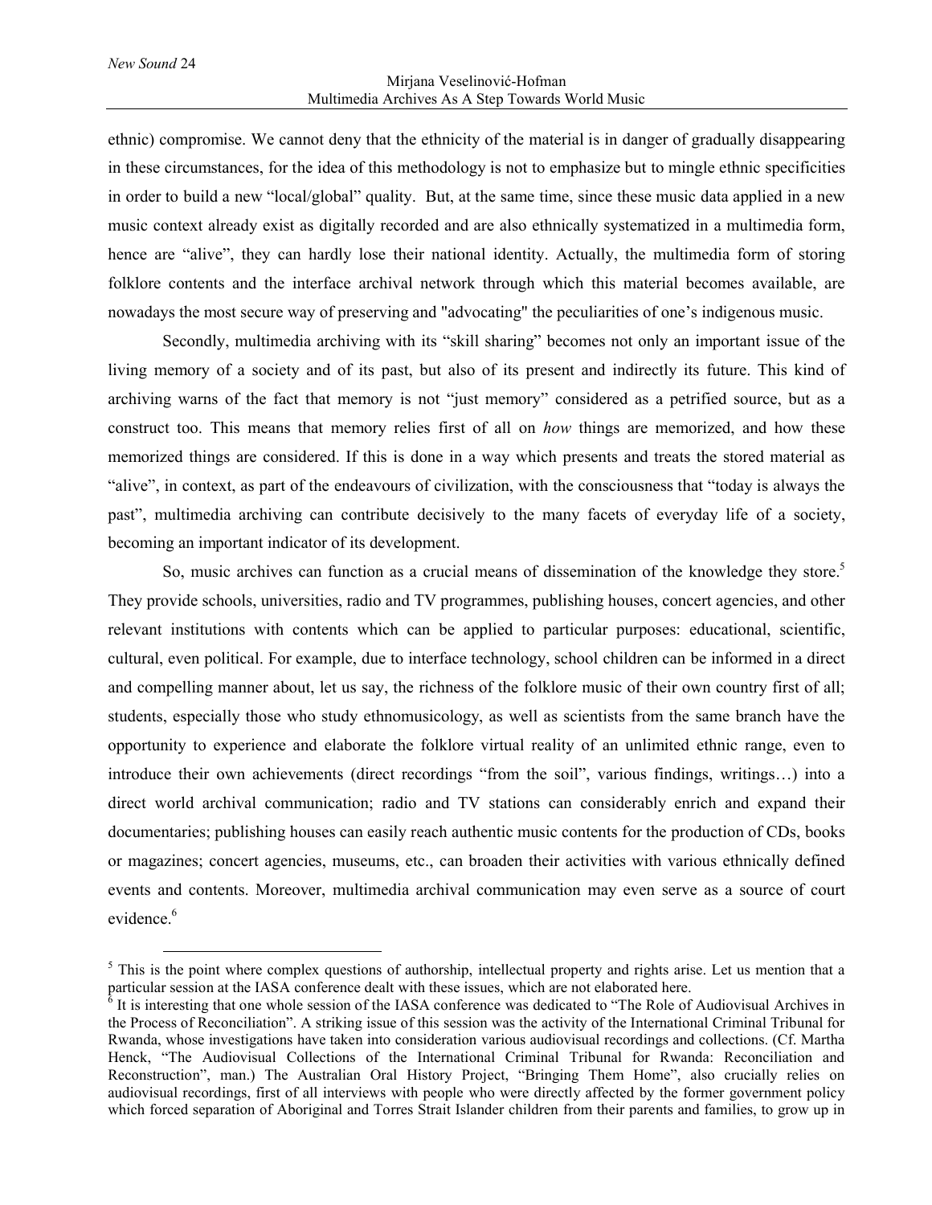ethnic) compromise. We cannot deny that the ethnicity of the material is in danger of gradually disappearing in these circumstances, for the idea of this methodology is not to emphasize but to mingle ethnic specificities in order to build a new "local/global" quality. But, at the same time, since these music data applied in a new music context already exist as digitally recorded and are also ethnically systematized in a multimedia form, hence are "alive", they can hardly lose their national identity. Actually, the multimedia form of storing folklore contents and the interface archival network through which this material becomes available, are nowadays the most secure way of preserving and "advocating" the peculiarities of one's indigenous music.

Secondly, multimedia archiving with its "skill sharing" becomes not only an important issue of the living memory of a society and of its past, but also of its present and indirectly its future. This kind of archiving warns of the fact that memory is not "just memory" considered as a petrified source, but as a construct too. This means that memory relies first of all on *how* things are memorized, and how these memorized things are considered. If this is done in a way which presents and treats the stored material as "alive", in context, as part of the endeavours of civilization, with the consciousness that "today is always the past", multimedia archiving can contribute decisively to the many facets of everyday life of a society, becoming an important indicator of its development.

So, music archives can function as a crucial means of dissemination of the knowledge they store.[5] They provide schools, universities, radio and TV programmes, publishing houses, concert agencies, and other relevant institutions with contents which can be applied to particular purposes: educational, scientific, cultural, even political. For example, due to interface technology, school children can be informed in a direct and compelling manner about, let us say, the richness of the folklore music of their own country first of all; students, especially those who study ethnomusicology, as well as scientists from the same branch have the opportunity to experience and elaborate the folklore virtual reality of an unlimited ethnic range, even to introduce their own achievements (direct recordings "from the soil", various findings, writings…) into a direct world archival communication; radio and TV stations can considerably enrich and expand their documentaries; publishing houses can easily reach authentic music contents for the production of CDs, books or magazines; concert agencies, museums, etc., can broaden their activities with various ethnically defined events and contents. Moreover, multimedia archival communication may even serve as a source of court evidence.[6]

---

[5] This is the point where complex questions of authorship, intellectual property and rights arise. Let us mention that a particular session at the IASA conference dealt with these issues, which are not elaborated here.

[6] It is interesting that one whole session of the IASA conference was dedicated to "The Role of Audiovisual Archives in the Process of Reconciliation". A striking issue of this session was the activity of the International Criminal Tribunal for Rwanda, whose investigations have taken into consideration various audiovisual recordings and collections. (Cf. Martha Henck, "The Audiovisual Collections of the International Criminal Tribunal for Rwanda: Reconciliation and Reconstruction", man.) The Australian Oral History Project, "Bringing Them Home", also crucially relies on audiovisual recordings, first of all interviews with people who were directly affected by the former government policy which forced separation of Aboriginal and Torres Strait Islander children from their parents and families, to grow up in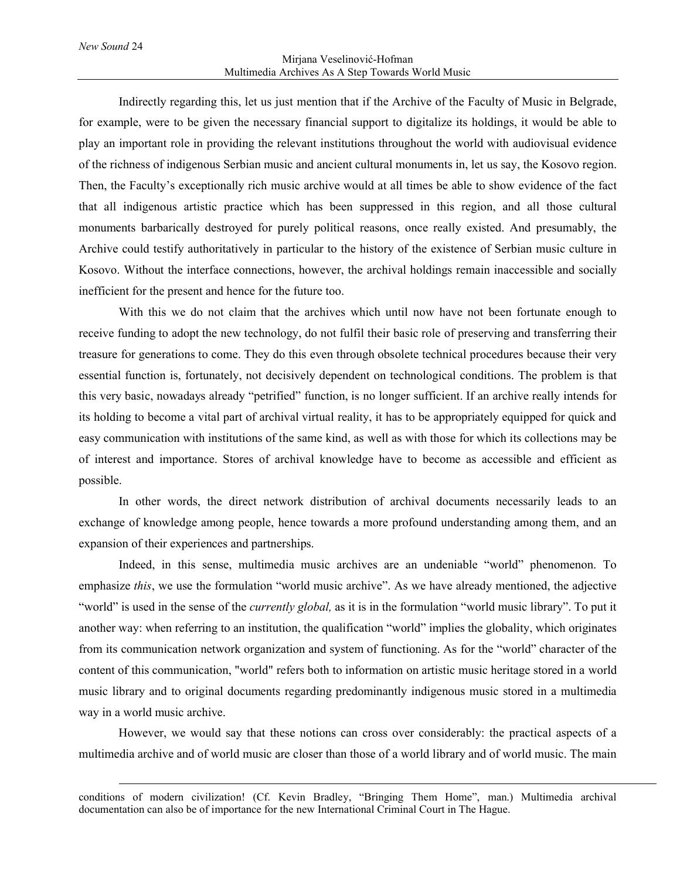Indirectly regarding this, let us just mention that if the Archive of the Faculty of Music in Belgrade, for example, were to be given the necessary financial support to digitalize its holdings, it would be able to play an important role in providing the relevant institutions throughout the world with audiovisual evidence of the richness of indigenous Serbian music and ancient cultural monuments in, let us say, the Kosovo region. Then, the Faculty's exceptionally rich music archive would at all times be able to show evidence of the fact that all indigenous artistic practice which has been suppressed in this region, and all those cultural monuments barbarically destroyed for purely political reasons, once really existed. And presumably, the Archive could testify authoritatively in particular to the history of the existence of Serbian music culture in Kosovo. Without the interface connections, however, the archival holdings remain inaccessible and socially inefficient for the present and hence for the future too.

With this we do not claim that the archives which until now have not been fortunate enough to receive funding to adopt the new technology, do not fulfil their basic role of preserving and transferring their treasure for generations to come. They do this even through obsolete technical procedures because their very essential function is, fortunately, not decisively dependent on technological conditions. The problem is that this very basic, nowadays already "petrified" function, is no longer sufficient. If an archive really intends for its holding to become a vital part of archival virtual reality, it has to be appropriately equipped for quick and easy communication with institutions of the same kind, as well as with those for which its collections may be of interest and importance. Stores of archival knowledge have to become as accessible and efficient as possible.

In other words, the direct network distribution of archival documents necessarily leads to an exchange of knowledge among people, hence towards a more profound understanding among them, and an expansion of their experiences and partnerships.

Indeed, in this sense, multimedia music archives are an undeniable "world" phenomenon. To emphasize *this*, we use the formulation "world music archive". As we have already mentioned, the adjective "world" is used in the sense of the *currently global,* as it is in the formulation "world music library". To put it another way: when referring to an institution, the qualification "world" implies the globality, which originates from its communication network organization and system of functioning. As for the "world" character of the content of this communication, "world" refers both to information on artistic music heritage stored in a world music library and to original documents regarding predominantly indigenous music stored in a multimedia way in a world music archive.

However, we would say that these notions can cross over considerably: the practical aspects of a multimedia archive and of world music are closer than those of a world library and of world music. The main

conditions of modern civilization! (Cf. Kevin Bradley, "Bringing Them Home", man.) Multimedia archival documentation can also be of importance for the new International Criminal Court in The Hague.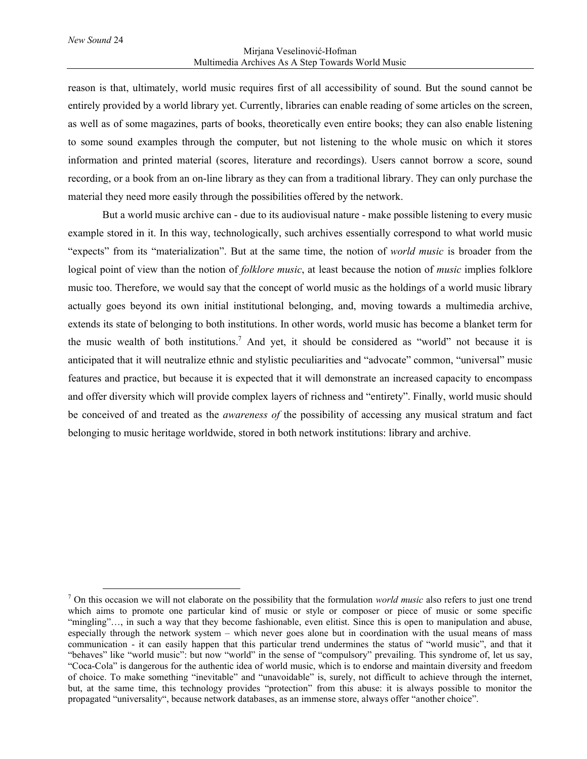reason is that, ultimately, world music requires first of all accessibility of sound. But the sound cannot be entirely provided by a world library yet. Currently, libraries can enable reading of some articles on the screen, as well as of some magazines, parts of books, theoretically even entire books; they can also enable listening to some sound examples through the computer, but not listening to the whole music on which it stores information and printed material (scores, literature and recordings). Users cannot borrow a score, sound recording, or a book from an on-line library as they can from a traditional library. They can only purchase the material they need more easily through the possibilities offered by the network.

But a world music archive can - due to its audiovisual nature - make possible listening to every music example stored in it. In this way, technologically, such archives essentially correspond to what world music "expects" from its "materialization". But at the same time, the notion of *world music* is broader from the logical point of view than the notion of *folklore music*, at least because the notion of *music* implies folklore music too. Therefore, we would say that the concept of world music as the holdings of a world music library actually goes beyond its own initial institutional belonging, and, moving towards a multimedia archive, extends its state of belonging to both institutions. In other words, world music has become a blanket term for the music wealth of both institutions.[7] And yet, it should be considered as "world" not because it is anticipated that it will neutralize ethnic and stylistic peculiarities and "advocate" common, "universal" music features and practice, but because it is expected that it will demonstrate an increased capacity to encompass and offer diversity which will provide complex layers of richness and "entirety". Finally, world music should be conceived of and treated as the *awareness of* the possibility of accessing any musical stratum and fact belonging to music heritage worldwide, stored in both network institutions: library and archive.

---

[7] On this occasion we will not elaborate on the possibility that the formulation *world music* also refers to just one trend which aims to promote one particular kind of music or style or composer or piece of music or some specific "mingling"…, in such a way that they become fashionable, even elitist. Since this is open to manipulation and abuse, especially through the network system – which never goes alone but in coordination with the usual means of mass communication - it can easily happen that this particular trend undermines the status of "world music", and that it "behaves" like "world music": but now "world" in the sense of "compulsory" prevailing. This syndrome of, let us say, "Coca-Cola" is dangerous for the authentic idea of world music, which is to endorse and maintain diversity and freedom of choice. To make something "inevitable" and "unavoidable" is, surely, not difficult to achieve through the internet, but, at the same time, this technology provides "protection" from this abuse: it is always possible to monitor the propagated "universality", because network databases, as an immense store, always offer "another choice".